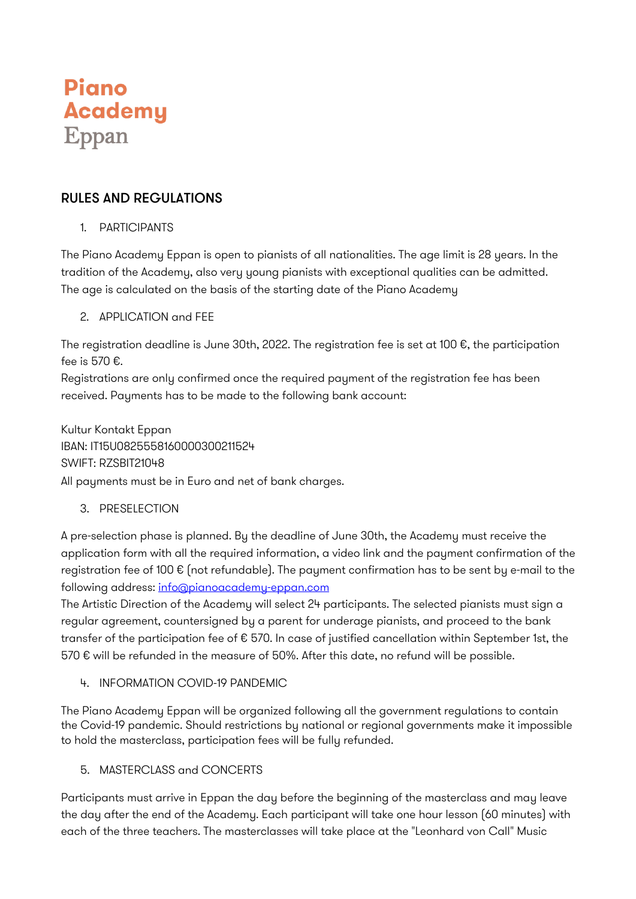# Piano Academy Eppan

## RULES AND REGULATIONS

1. PARTICIPANTS

The Piano Academy Eppan is open to pianists of all nationalities. The age limit is 28 years. In the tradition of the Academy, also very young pianists with exceptional qualities can be admitted. The age is calculated on the basis of the starting date of the Piano Academy

2. APPLICATION and FEE

The registration deadline is June 30th, 2022. The registration fee is set at 100 €, the participation fee is 570 €.
Registrations are only confirmed once the required payment of the registration fee has been received. Payments has to be made to the following bank account:

Kultur Kontakt Eppan
IBAN: IT15U0825558160000300211524
SWIFT: RZSBIT21048
All payments must be in Euro and net of bank charges.

3. PRESELECTION

A pre-selection phase is planned. By the deadline of June 30th, the Academy must receive the application form with all the required information, a video link and the payment confirmation of the registration fee of 100 € (not refundable). The payment confirmation has to be sent by e-mail to the following address: info@pianoacademy-eppan.com
The Artistic Direction of the Academy will select 24 participants. The selected pianists must sign a regular agreement, countersigned by a parent for underage pianists, and proceed to the bank transfer of the participation fee of € 570. In case of justified cancellation within September 1st, the 570 € will be refunded in the measure of 50%. After this date, no refund will be possible.

4. INFORMATION COVID-19 PANDEMIC

The Piano Academy Eppan will be organized following all the government regulations to contain the Covid-19 pandemic. Should restrictions by national or regional governments make it impossible to hold the masterclass, participation fees will be fully refunded.

5. MASTERCLASS and CONCERTS

Participants must arrive in Eppan the day before the beginning of the masterclass and may leave the day after the end of the Academy. Each participant will take one hour lesson (60 minutes) with each of the three teachers. The masterclasses will take place at the "Leonhard von Call" Music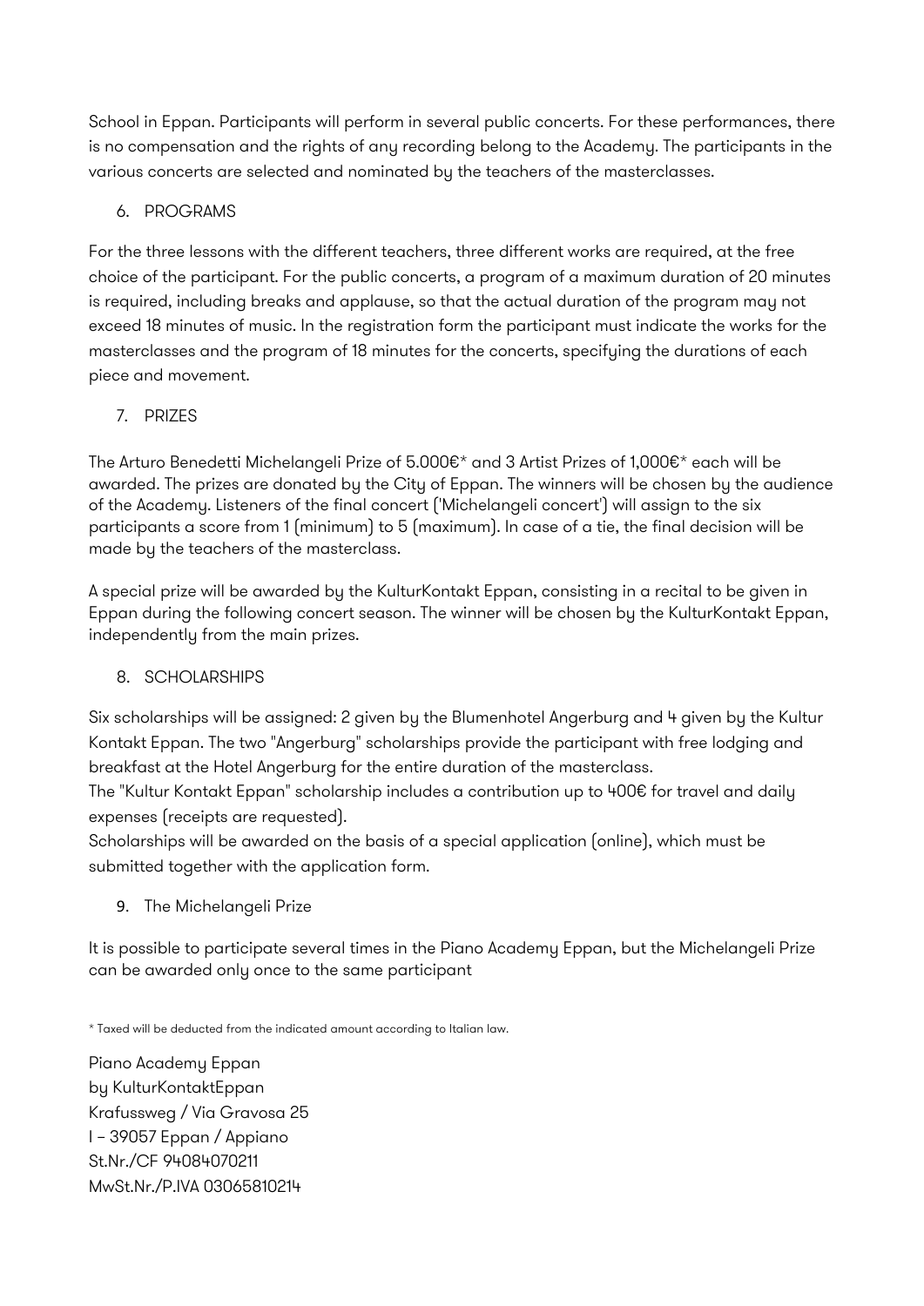School in Eppan. Participants will perform in several public concerts. For these performances, there is no compensation and the rights of any recording belong to the Academy. The participants in the various concerts are selected and nominated by the teachers of the masterclasses.

6. PROGRAMS

For the three lessons with the different teachers, three different works are required, at the free choice of the participant. For the public concerts, a program of a maximum duration of 20 minutes is required, including breaks and applause, so that the actual duration of the program may not exceed 18 minutes of music. In the registration form the participant must indicate the works for the masterclasses and the program of 18 minutes for the concerts, specifying the durations of each piece and movement.

7. PRIZES

The Arturo Benedetti Michelangeli Prize of 5.000€* and 3 Artist Prizes of 1,000€* each will be awarded. The prizes are donated by the City of Eppan. The winners will be chosen by the audience of the Academy. Listeners of the final concert ('Michelangeli concert') will assign to the six participants a score from 1 (minimum) to 5 (maximum). In case of a tie, the final decision will be made by the teachers of the masterclass.

A special prize will be awarded by the KulturKontakt Eppan, consisting in a recital to be given in Eppan during the following concert season. The winner will be chosen by the KulturKontakt Eppan, independently from the main prizes.

8. SCHOLARSHIPS

Six scholarships will be assigned: 2 given by the Blumenhotel Angerburg and 4 given by the Kultur Kontakt Eppan. The two "Angerburg" scholarships provide the participant with free lodging and breakfast at the Hotel Angerburg for the entire duration of the masterclass.
The "Kultur Kontakt Eppan" scholarship includes a contribution up to 400€ for travel and daily expenses (receipts are requested).
Scholarships will be awarded on the basis of a special application (online), which must be submitted together with the application form.

9. The Michelangeli Prize

It is possible to participate several times in the Piano Academy Eppan, but the Michelangeli Prize can be awarded only once to the same participant

* Taxed will be deducted from the indicated amount according to Italian law.

Piano Academy Eppan
by KulturKontaktEppan
Krafussweg / Via Gravosa 25
I – 39057 Eppan / Appiano
St.Nr./CF 94084070211
MwSt.Nr./P.IVA 03065810214